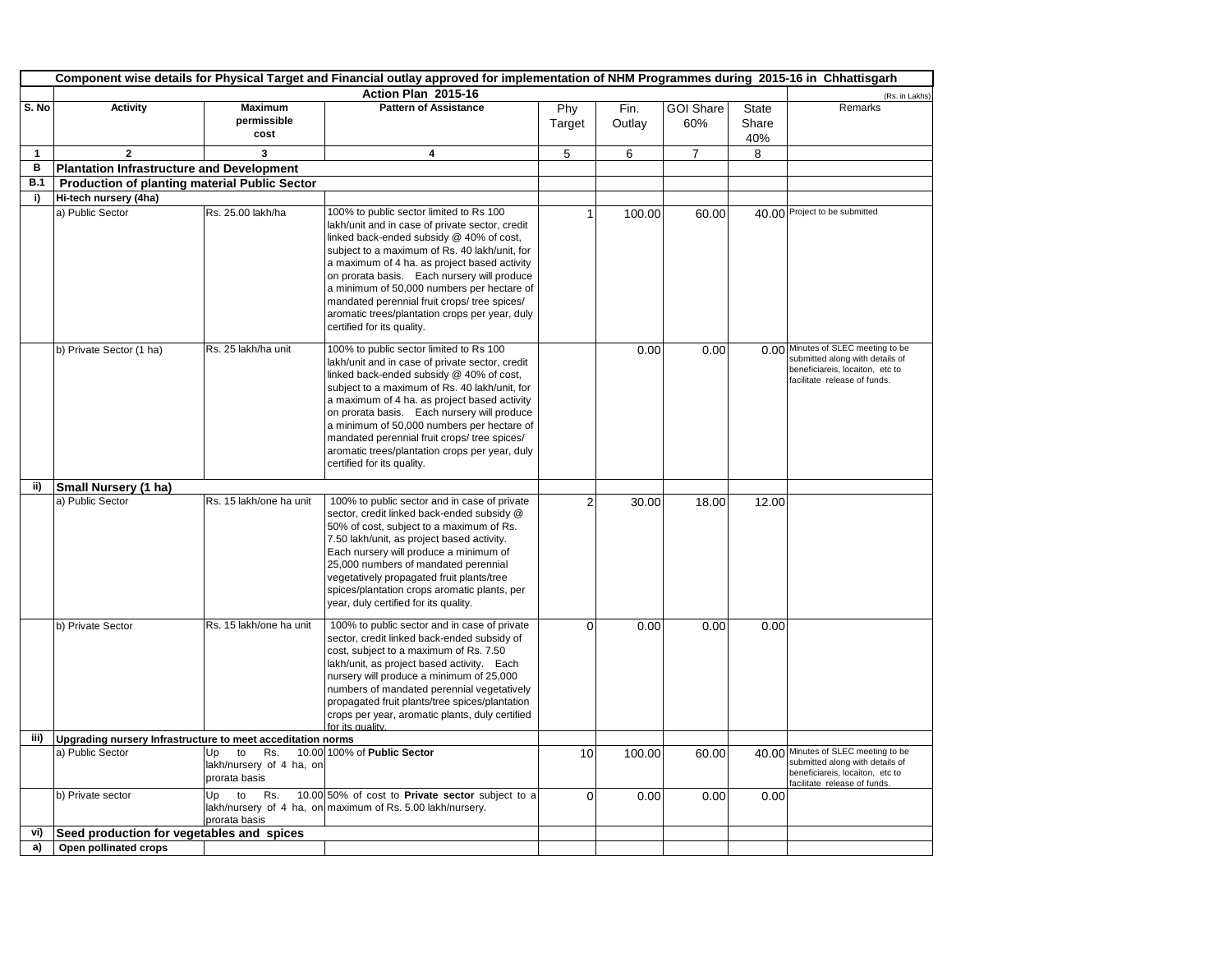| Component wise details for Physical Target and Financial outlay approved for implementation of NHM Programmes during 2015-16 in Chhattisgarh | | | | | | | | | |
|---|---|---|---|---|---|---|---|---|---|
| | Action Plan 2015-16 | | | | | | | | (Rs. in Lakhs) |
| S. No | Activity | Maximum permissible cost | Pattern of Assistance | Phy Target | Fin. Outlay | GOI Share 60% | State Share 40% | Remarks |
| 1 | 2 | 3 | 4 | 5 | 6 | 7 | 8 | |
| B | **Plantation Infrastructure and Development** | | | | | | | |
| B.1 | **Production of planting material Public Sector** | | | | | | | |
| i) | **Hi-tech nursery (4ha)** | | | | | | | |
| | a) Public Sector | Rs. 25.00 lakh/ha | 100% to public sector limited to Rs 100 lakh/unit and in case of private sector, credit linked back-ended subsidy @ 40% of cost, subject to a maximum of Rs. 40 lakh/unit, for a maximum of 4 ha. as project based activity on prorata basis. Each nursery will produce a minimum of 50,000 numbers per hectare of mandated perennial fruit crops/ tree spices/ aromatic trees/plantation crops per year, duly certified for its quality. | 1 | 100.00 | 60.00 | 40.00 | Project to be submitted |
| | b) Private Sector (1 ha) | Rs. 25 lakh/ha unit | 100% to public sector limited to Rs 100 lakh/unit and in case of private sector, credit linked back-ended subsidy @ 40% of cost, subject to a maximum of Rs. 40 lakh/unit, for a maximum of 4 ha. as project based activity on prorata basis. Each nursery will produce a minimum of 50,000 numbers per hectare of mandated perennial fruit crops/ tree spices/ aromatic trees/plantation crops per year, duly certified for its quality. | | 0.00 | 0.00 | 0.00 | Minutes of SLEC meeting to be submitted along with details of beneficiareis, locaiton, etc to facilitate release of funds. |
| ii) | **Small Nursery (1 ha)** | | | | | | | |
| | a) Public Sector | Rs. 15 lakh/one ha unit | 100% to public sector and in case of private sector, credit linked back-ended subsidy @ 50% of cost, subject to a maximum of Rs. 7.50 lakh/unit, as project based activity. Each nursery will produce a minimum of 25,000 numbers of mandated perennial vegetatively propagated fruit plants/tree spices/plantation crops aromatic plants, per year, duly certified for its quality. | 2 | 30.00 | 18.00 | 12.00 | |
| | b) Private Sector | Rs. 15 lakh/one ha unit | 100% to public sector and in case of private sector, credit linked back-ended subsidy of cost, subject to a maximum of Rs. 7.50 lakh/unit, as project based activity. Each nursery will produce a minimum of 25,000 numbers of mandated perennial vegetatively propagated fruit plants/tree spices/plantation crops per year, aromatic plants, duly certified for its quality. | 0 | 0.00 | 0.00 | 0.00 | |
| iii) | **Upgrading nursery Infrastructure to meet acceditation norms** | | | | | | | |
| | a) Public Sector | Up to Rs. 10.00 lakh/nursery of 4 ha, on prorata basis | 100% of **Public Sector** | 10 | 100.00 | 60.00 | 40.00 | Minutes of SLEC meeting to be submitted along with details of beneficiareis, locaiton, etc to facilitate release of funds. |
| | b) Private sector | Up to Rs. 10.00 lakh/nursery of 4 ha, on prorata basis | 50% of cost to **Private sector** subject to a maximum of Rs. 5.00 lakh/nursery. | 0 | 0.00 | 0.00 | 0.00 | |
| vi) | **Seed production for vegetables and spices** | | | | | | | |
| a) | **Open pollinated crops** | | | | | | | |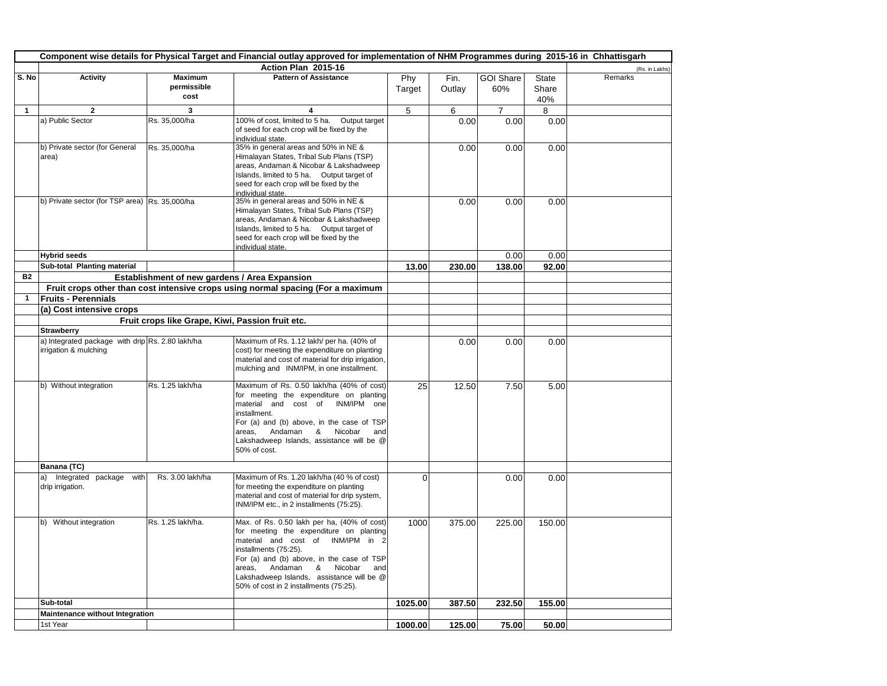| Component wise details for Physical Target and Financial outlay approved for implementation of NHM Programmes during 2015-16 in Chhattisgarh | | | | | | | | |
|---|---|---|---|---|---|---|---|---|
| | Action Plan 2015-16 | | | | | | | (Rs. in Lakhs) |
| S. No | Activity | Maximum permissible cost | Pattern of Assistance | Phy Target | Fin. Outlay | GOI Share 60% | State Share 40% | Remarks |
| 1 | 2 | 3 | 4 | 5 | 6 | 7 | 8 | |
| | a) Public Sector | Rs. 35,000/ha | 100% of cost, limited to 5 ha. Output target of seed for each crop will be fixed by the individual state. | | 0.00 | 0.00 | 0.00 | |
| | b) Private sector (for General area) | Rs. 35,000/ha | 35% in general areas and 50% in NE & Himalayan States, Tribal Sub Plans (TSP) areas, Andaman & Nicobar & Lakshadweep Islands, limited to 5 ha. Output target of seed for each crop will be fixed by the individual state. | | 0.00 | 0.00 | 0.00 | |
| | b) Private sector (for TSP area) | Rs. 35,000/ha | 35% in general areas and 50% in NE & Himalayan States, Tribal Sub Plans (TSP) areas, Andaman & Nicobar & Lakshadweep Islands, limited to 5 ha. Output target of seed for each crop will be fixed by the individual state. | | 0.00 | 0.00 | 0.00 | |
| | **Hybrid seeds** | | | | | 0.00 | 0.00 | |
| | **Sub-total Planting material** | | | **13.00** | **230.00** | **138.00** | **92.00** | |
| **B2** | **Establishment of new gardens / Area Expansion** | | | | | | | |
| | **Fruit crops other than cost intensive crops using normal spacing (For a maximum** | | | | | | | |
| **1** | **Fruits - Perennials** | | | | | | | |
| | **(a) Cost intensive crops** | | | | | | | |
| | **Fruit crops like Grape, Kiwi, Passion fruit etc.** | | | | | | | |
| | **Strawberry** | | | | | | | |
| | a) Integrated package with drip irrigation & mulching | Rs. 2.80 lakh/ha | Maximum of Rs. 1.12 lakh/ per ha. (40% of cost) for meeting the expenditure on planting material and cost of material for drip irrigation, mulching and INM/IPM, in one installment. | | 0.00 | 0.00 | 0.00 | |
| | b) Without integration | Rs. 1.25 lakh/ha | Maximum of Rs. 0.50 lakh/ha (40% of cost) for meeting the expenditure on planting material and cost of INM/IPM one installment. For (a) and (b) above, in the case of TSP areas, Andaman & Nicobar and Lakshadweep Islands, assistance will be @ 50% of cost. | 25 | 12.50 | 7.50 | 5.00 | |
| | **Banana (TC)** | | | | | | | |
| | a) Integrated package with drip irrigation. | Rs. 3.00 lakh/ha | Maximum of Rs. 1.20 lakh/ha (40 % of cost) for meeting the expenditure on planting material and cost of material for drip system, INM/IPM etc., in 2 installments (75:25). | 0 | | 0.00 | 0.00 | |
| | b) Without integration | Rs. 1.25 lakh/ha. | Max. of Rs. 0.50 lakh per ha, (40% of cost) for meeting the expenditure on planting material and cost of INM/IPM in 2 installments (75:25). For (a) and (b) above, in the case of TSP areas, Andaman & Nicobar and Lakshadweep Islands, assistance will be @ 50% of cost in 2 installments (75:25). | 1000 | 375.00 | 225.00 | 150.00 | |
| | **Sub-total** | | | **1025.00** | **387.50** | **232.50** | **155.00** | |
| | **Maintenance without Integration** | | | | | | | |
| | 1st Year | | | **1000.00** | **125.00** | **75.00** | **50.00** | |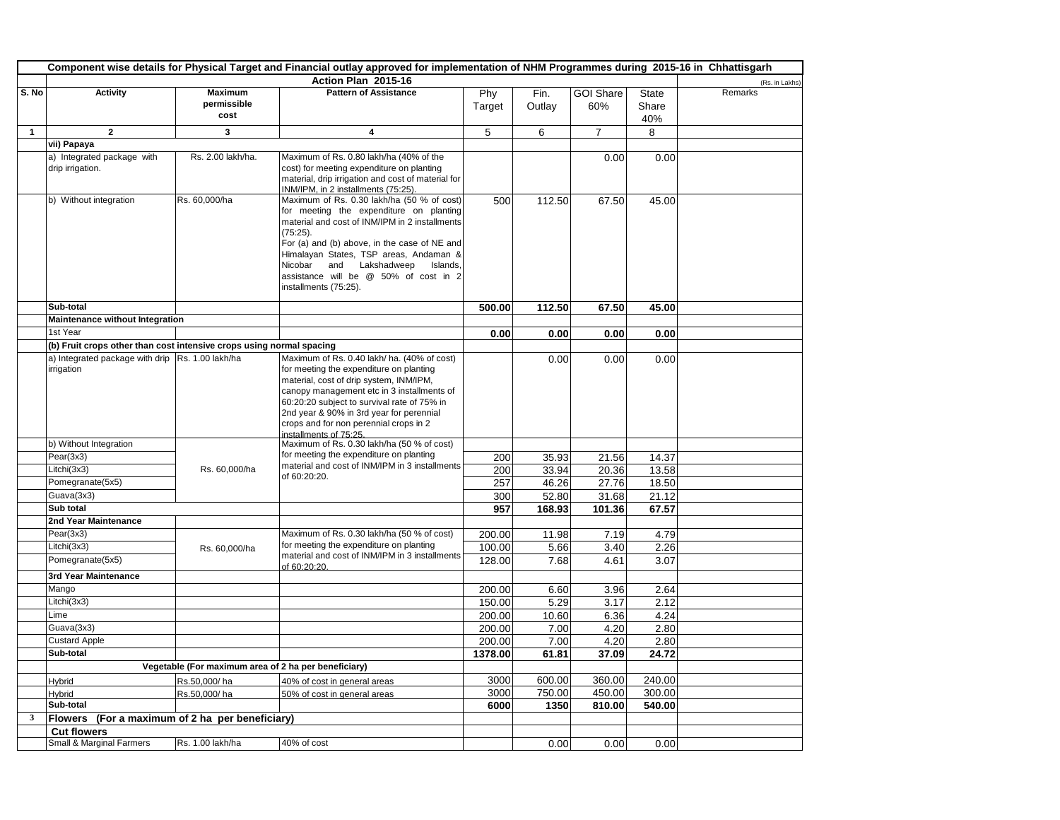**Component wise details for Physical Target and Financial outlay approved for implementation of NHM Programmes during 2015-16 in Chhattisgarh**

**Action Plan 2015-16**

(Rs. in Lakhs)

| S. No | Activity | Maximum permissible cost | Pattern of Assistance | Phy Target | Fin. Outlay | GOI Share 60% | State Share 40% | Remarks |
|---|---|---|---|---|---|---|---|---|
| 1 | 2 | 3 | 4 | 5 | 6 | 7 | 8 | |
| | **vii) Papaya** | | | | | | | |
| | a) Integrated package with drip irrigation. | Rs. 2.00 lakh/ha. | Maximum of Rs. 0.80 lakh/ha (40% of the cost) for meeting expenditure on planting material, drip irrigation and cost of material for INM/IPM, in 2 installments (75:25). | | | 0.00 | 0.00 | |
| | b) Without integration | Rs. 60,000/ha | Maximum of Rs. 0.30 lakh/ha (50 % of cost) for meeting the expenditure on planting material and cost of INM/IPM in 2 installments (75:25). For (a) and (b) above, in the case of NE and Himalayan States, TSP areas, Andaman & Nicobar and Lakshadweep Islands, assistance will be @ 50% of cost in 2 installments (75:25). | 500 | 112.50 | 67.50 | 45.00 | |
| | **Sub-total** | | | **500.00** | **112.50** | **67.50** | **45.00** | |
| | **Maintenance without Integration** | | | | | | | |
| | 1st Year | | | **0.00** | **0.00** | **0.00** | **0.00** | |
| | **(b) Fruit crops other than cost intensive crops using normal spacing** | | | | | | | |
| | a) Integrated package with drip irrigation | Rs. 1.00 lakh/ha | Maximum of Rs. 0.40 lakh/ ha. (40% of cost) for meeting the expenditure on planting material, cost of drip system, INM/IPM, canopy management etc in 3 installments of 60:20:20 subject to survival rate of 75% in 2nd year & 90% in 3rd year for perennial crops and for non perennial crops in 2 installments of 75:25. | | 0.00 | 0.00 | 0.00 | |
| | b) Without Integration | Rs. 60,000/ha | Maximum of Rs. 0.30 lakh/ha (50 % of cost) for meeting the expenditure on planting material and cost of INM/IPM in 3 installments of 60:20:20. | | | | | |
| | Pear(3x3) | | | 200 | 35.93 | 21.56 | 14.37 | |
| | Litchi(3x3) | | | 200 | 33.94 | 20.36 | 13.58 | |
| | Pomegranate(5x5) | | | 257 | 46.26 | 27.76 | 18.50 | |
| | Guava(3x3) | | | 300 | 52.80 | 31.68 | 21.12 | |
| | **Sub total** | | | **957** | **168.93** | **101.36** | **67.57** | |
| | **2nd Year Maintenance** | | | | | | | |
| | Pear(3x3) | Rs. 60,000/ha | Maximum of Rs. 0.30 lakh/ha (50 % of cost) for meeting the expenditure on planting material and cost of INM/IPM in 3 installments of 60:20:20. | 200.00 | 11.98 | 7.19 | 4.79 | |
| | Litchi(3x3) | | | 100.00 | 5.66 | 3.40 | 2.26 | |
| | Pomegranate(5x5) | | | 128.00 | 7.68 | 4.61 | 3.07 | |
| | **3rd Year Maintenance** | | | | | | | |
| | Mango | | | 200.00 | 6.60 | 3.96 | 2.64 | |
| | Litchi(3x3) | | | 150.00 | 5.29 | 3.17 | 2.12 | |
| | Lime | | | 200.00 | 10.60 | 6.36 | 4.24 | |
| | Guava(3x3) | | | 200.00 | 7.00 | 4.20 | 2.80 | |
| | Custard Apple | | | 200.00 | 7.00 | 4.20 | 2.80 | |
| | **Sub-total** | | | **1378.00** | **61.81** | **37.09** | **24.72** | |
| | **Vegetable (For maximum area of 2 ha per beneficiary)** | | | | | | | |
| | Hybrid | Rs.50,000/ ha | 40% of cost in general areas | 3000 | 600.00 | 360.00 | 240.00 | |
| | Hybrid | Rs.50,000/ ha | 50% of cost in general areas | 3000 | 750.00 | 450.00 | 300.00 | |
| | **Sub-total** | | | **6000** | **1350** | **810.00** | **540.00** | |
| **3** | **Flowers (For a maximum of 2 ha per beneficiary)** | | | | | | | |
| | **Cut flowers** | | | | | | | |
| | Small & Marginal Farmers | Rs. 1.00 lakh/ha | 40% of cost | | 0.00 | 0.00 | 0.00 | |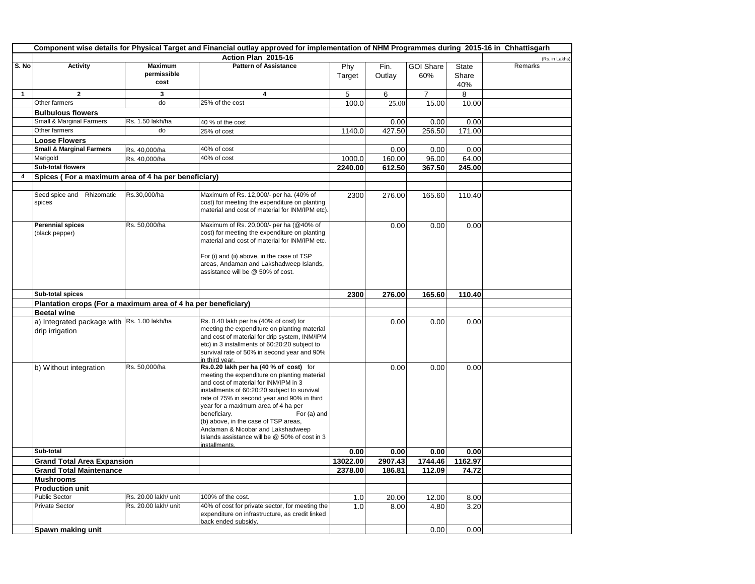| Component wise details for Physical Target and Financial outlay approved for implementation of NHM Programmes during 2015-16 in Chhattisgarh | | | | | | | | |
|---|---|---|---|---|---|---|---|---|
| | Action Plan 2015-16 | | | | | | | (Rs. in Lakhs) |
| S. No | Activity | Maximum permissible cost | Pattern of Assistance | Phy Target | Fin. Outlay | GOI Share 60% | State Share 40% | Remarks |
| 1 | 2 | 3 | 4 | 5 | 6 | 7 | 8 | |
| | Other farmers | do | 25% of the cost | 100.0 | 25.00 | 15.00 | 10.00 | |
| | **Bulbulous flowers** | | | | | | | |
| | Small & Marginal Farmers | Rs. 1.50 lakh/ha | 40 % of the cost | | 0.00 | 0.00 | 0.00 | |
| | Other farmers | do | 25% of cost | 1140.0 | 427.50 | 256.50 | 171.00 | |
| | **Loose Flowers** | | | | | | | |
| | **Small & Marginal Farmers** | Rs. 40,000/ha | 40% of cost | | 0.00 | 0.00 | 0.00 | |
| | Marigold | Rs. 40,000/ha | 40% of cost | 1000.0 | 160.00 | 96.00 | 64.00 | |
| | **Sub-total flowers** | | | **2240.00** | **612.50** | **367.50** | **245.00** | |
| 4 | **Spices ( For a maximum area of 4 ha per beneficiary)** | | | | | | | |
| | | | | | | | | |
| | Seed spice and Rhizomatic spices | Rs.30,000/ha | Maximum of Rs. 12,000/- per ha. (40% of cost) for meeting the expenditure on planting material and cost of material for INM/IPM etc). | 2300 | 276.00 | 165.60 | 110.40 | |
| | **Perennial spices** (black pepper) | Rs. 50,000/ha | Maximum of Rs. 20,000/- per ha (@40% of cost) for meeting the expenditure on planting material and cost of material for INM/IPM etc. For (i) and (ii) above, in the case of TSP areas, Andaman and Lakshadweep Islands, assistance will be @ 50% of cost. | | 0.00 | 0.00 | 0.00 | |
| | **Sub-total spices** | | | **2300** | **276.00** | **165.60** | **110.40** | |
| | **Plantation crops (For a maximum area of 4 ha per beneficiary)** | | | | | | | |
| | **Beetal wine** | | | | | | | |
| | a) Integrated package with drip irrigation | Rs. 1.00 lakh/ha | Rs. 0.40 lakh per ha (40% of cost) for meeting the expenditure on planting material and cost of material for drip system, INM/IPM etc) in 3 installments of 60:20:20 subject to survival rate of 50% in second year and 90% in third year. | | 0.00 | 0.00 | 0.00 | |
| | b) Without integration | Rs. 50,000/ha | **Rs.0.20 lakh per ha (40 % of cost)** for meeting the expenditure on planting material and cost of material for INM/IPM in 3 installments of 60:20:20 subject to survival rate of 75% in second year and 90% in third year for a maximum area of 4 ha per beneficiary. For (a) and (b) above, in the case of TSP areas, Andaman & Nicobar and Lakshadweep Islands assistance will be @ 50% of cost in 3 installments. | | 0.00 | 0.00 | 0.00 | |
| | **Sub-total** | | | **0.00** | **0.00** | **0.00** | **0.00** | |
| | **Grand Total Area Expansion** | | | **13022.00** | **2907.43** | **1744.46** | **1162.97** | |
| | **Grand Total Maintenance** | | | **2378.00** | **186.81** | **112.09** | **74.72** | |
| | **Mushrooms** | | | | | | | |
| | **Production unit** | | | | | | | |
| | Public Sector | Rs. 20.00 lakh/ unit | 100% of the cost. | 1.0 | 20.00 | 12.00 | 8.00 | |
| | Private Sector | Rs. 20.00 lakh/ unit | 40% of cost for private sector, for meeting the expenditure on infrastructure, as credit linked back ended subsidy. | 1.0 | 8.00 | 4.80 | 3.20 | |
| | **Spawn making unit** | | | | | 0.00 | 0.00 | |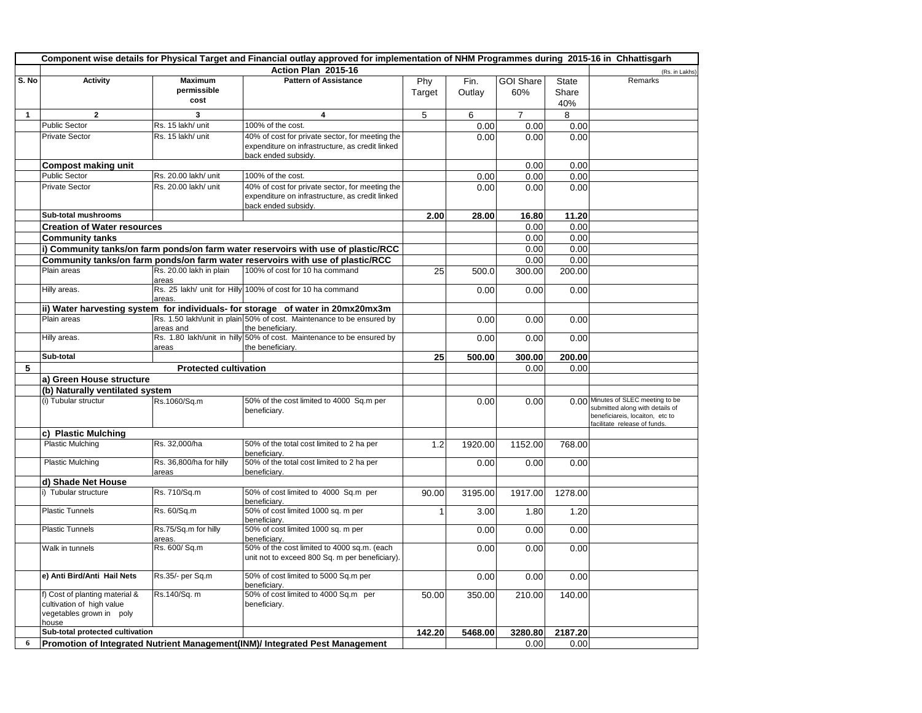**Component wise details for Physical Target and Financial outlay approved for implementation of NHM Programmes during 2015-16 in Chhattisgarh**

**Action Plan 2015-16**

(Rs. in Lakhs)

| S. No | Activity | Maximum permissible cost | Pattern of Assistance | Phy Target | Fin. Outlay | GOI Share 60% | State Share 40% | Remarks |
|---|---|---|---|---|---|---|---|---|
| 1 | 2 | 3 | 4 | 5 | 6 | 7 | 8 | |
| | Public Sector | Rs. 15 lakh/ unit | 100% of the cost. | | 0.00 | 0.00 | 0.00 | |
| | Private Sector | Rs. 15 lakh/ unit | 40% of cost for private sector, for meeting the expenditure on infrastructure, as credit linked back ended subsidy. | | 0.00 | 0.00 | 0.00 | |
| | **Compost making unit** | | | | | 0.00 | 0.00 | |
| | Public Sector | Rs. 20.00 lakh/ unit | 100% of the cost. | | 0.00 | 0.00 | 0.00 | |
| | Private Sector | Rs. 20.00 lakh/ unit | 40% of cost for private sector, for meeting the expenditure on infrastructure, as credit linked back ended subsidy. | | 0.00 | 0.00 | 0.00 | |
| | **Sub-total mushrooms** | | | **2.00** | **28.00** | **16.80** | **11.20** | |
| | **Creation of Water resources** | | | | | 0.00 | 0.00 | |
| | **Community tanks** | | | | | 0.00 | 0.00 | |
| | **i) Community tanks/on farm ponds/on farm water reservoirs with use of plastic/RCC** | | | | | 0.00 | 0.00 | |
| | **Community tanks/on farm ponds/on farm water reservoirs with use of plastic/RCC** | | | | | 0.00 | 0.00 | |
| | Plain areas | Rs. 20.00 lakh in plain areas | 100% of cost for 10 ha command | 25 | 500.0 | 300.00 | 200.00 | |
| | Hilly areas. | Rs. 25 lakh/ unit for Hilly areas. | 100% of cost for 10 ha command | | 0.00 | 0.00 | 0.00 | |
| | **ii) Water harvesting system for individuals- for storage of water in 20mx20mx3m** | | | | | | | |
| | Plain areas | Rs. 1.50 lakh/unit in plain areas and | 50% of cost. Maintenance to be ensured by the beneficiary. | | 0.00 | 0.00 | 0.00 | |
| | Hilly areas. | Rs. 1.80 lakh/unit in hilly areas | 50% of cost. Maintenance to be ensured by the beneficiary. | | 0.00 | 0.00 | 0.00 | |
| | **Sub-total** | | | **25** | **500.00** | **300.00** | **200.00** | |
| **5** | **Protected cultivation** | | | | | 0.00 | 0.00 | |
| | **a) Green House structure** | | | | | | | |
| | **(b) Naturally ventilated system** | | | | | | | |
| | (i) Tubular structur | Rs.1060/Sq.m | 50% of the cost limited to 4000 Sq.m per beneficiary. | | 0.00 | 0.00 | 0.00 | Minutes of SLEC meeting to be submitted along with details of beneficiareis, locaiton, etc to facilitate release of funds. |
| | **c) Plastic Mulching** | | | | | | | |
| | Plastic Mulching | Rs. 32,000/ha | 50% of the total cost limited to 2 ha per beneficiary. | 1.2 | 1920.00 | 1152.00 | 768.00 | |
| | Plastic Mulching | Rs. 36,800/ha for hilly areas | 50% of the total cost limited to 2 ha per beneficiary. | | 0.00 | 0.00 | 0.00 | |
| | **d) Shade Net House** | | | | | | | |
| | i) Tubular structure | Rs. 710/Sq.m | 50% of cost limited to 4000 Sq.m per beneficiary. | 90.00 | 3195.00 | 1917.00 | 1278.00 | |
| | Plastic Tunnels | Rs. 60/Sq.m | 50% of cost limited 1000 sq. m per beneficiary. | 1 | 3.00 | 1.80 | 1.20 | |
| | Plastic Tunnels | Rs.75/Sq.m for hilly areas. | 50% of cost limited 1000 sq. m per beneficiary. | | 0.00 | 0.00 | 0.00 | |
| | Walk in tunnels | Rs. 600/ Sq.m | 50% of the cost limited to 4000 sq.m. (each unit not to exceed 800 Sq. m per beneficiary). | | 0.00 | 0.00 | 0.00 | |
| | **e) Anti Bird/Anti Hail Nets** | Rs.35/- per Sq.m | 50% of cost limited to 5000 Sq.m per beneficiary. | | 0.00 | 0.00 | 0.00 | |
| | f) Cost of planting material & cultivation of high value vegetables grown in poly house | Rs.140/Sq. m | 50% of cost limited to 4000 Sq.m per beneficiary. | 50.00 | 350.00 | 210.00 | 140.00 | |
| | **Sub-total protected cultivation** | | | **142.20** | **5468.00** | **3280.80** | **2187.20** | |
| **6** | **Promotion of Integrated Nutrient Management(INM)/ Integrated Pest Management** | | | | | 0.00 | 0.00 | |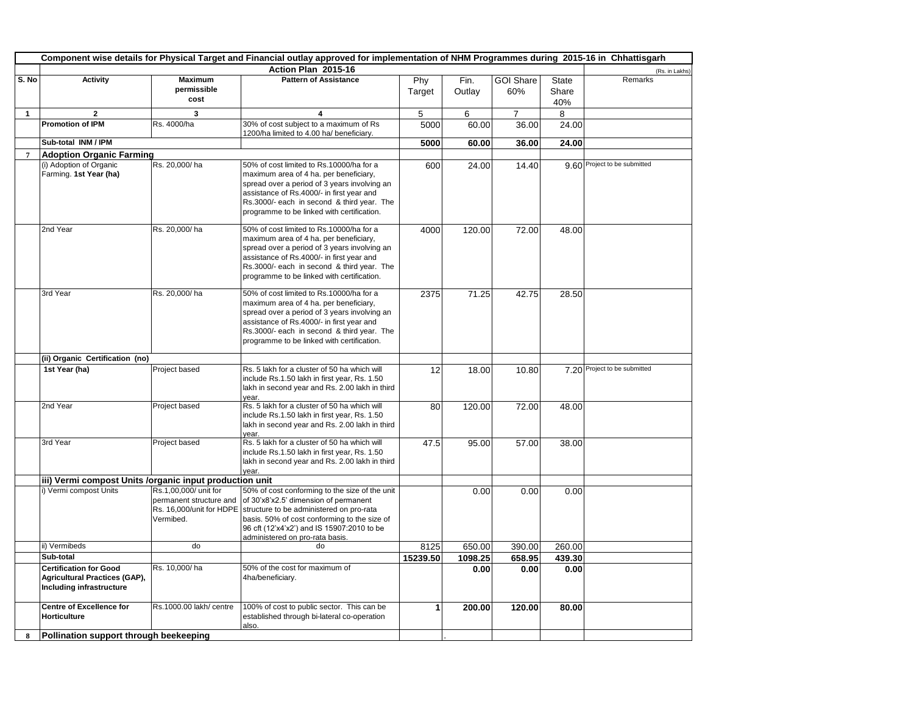| Component wise details for Physical Target and Financial outlay approved for implementation of NHM Programmes during 2015-16 in Chhattisgarh | | | | | | | | | |
|---|---|---|---|---|---|---|---|---|---|
| | Action Plan 2015-16 | | | | | | | | (Rs. in Lakhs) |
| S. No | Activity | Maximum permissible cost | Pattern of Assistance | Phy Target | Fin. Outlay | GOI Share 60% | State Share 40% | Remarks |
| 1 | 2 | 3 | 4 | 5 | 6 | 7 | 8 | |
| | **Promotion of IPM** | Rs. 4000/ha | 30% of cost subject to a maximum of Rs 1200/ha limited to 4.00 ha/ beneficiary. | 5000 | 60.00 | 36.00 | 24.00 | |
| | **Sub-total INM / IPM** | | | **5000** | **60.00** | **36.00** | **24.00** | |
| 7 | **Adoption Organic Farming** | | | | | | | |
| | (i) Adoption of Organic Farming. **1st Year (ha)** | Rs. 20,000/ ha | 50% of cost limited to Rs.10000/ha for a maximum area of 4 ha. per beneficiary, spread over a period of 3 years involving an assistance of Rs.4000/- in first year and Rs.3000/- each in second & third year. The programme to be linked with certification. | 600 | 24.00 | 14.40 | 9.60 | Project to be submitted |
| | 2nd Year | Rs. 20,000/ ha | 50% of cost limited to Rs.10000/ha for a maximum area of 4 ha. per beneficiary, spread over a period of 3 years involving an assistance of Rs.4000/- in first year and Rs.3000/- each in second & third year. The programme to be linked with certification. | 4000 | 120.00 | 72.00 | 48.00 | |
| | 3rd Year | Rs. 20,000/ ha | 50% of cost limited to Rs.10000/ha for a maximum area of 4 ha. per beneficiary, spread over a period of 3 years involving an assistance of Rs.4000/- in first year and Rs.3000/- each in second & third year. The programme to be linked with certification. | 2375 | 71.25 | 42.75 | 28.50 | |
| | **(ii) Organic Certification (no)** | | | | | | | |
| | **1st Year (ha)** | Project based | Rs. 5 lakh for a cluster of 50 ha which will include Rs.1.50 lakh in first year, Rs. 1.50 lakh in second year and Rs. 2.00 lakh in third year. | 12 | 18.00 | 10.80 | 7.20 | Project to be submitted |
| | 2nd Year | Project based | Rs. 5 lakh for a cluster of 50 ha which will include Rs.1.50 lakh in first year, Rs. 1.50 lakh in second year and Rs. 2.00 lakh in third year. | 80 | 120.00 | 72.00 | 48.00 | |
| | 3rd Year | Project based | Rs. 5 lakh for a cluster of 50 ha which will include Rs.1.50 lakh in first year, Rs. 1.50 lakh in second year and Rs. 2.00 lakh in third year. | 47.5 | 95.00 | 57.00 | 38.00 | |
| | **iii) Vermi compost Units /organic input production unit** | | | | | | | |
| | i) Vermi compost Units | Rs.1,00,000/ unit for permanent structure and Rs. 16,000/unit for HDPE Vermibed. | 50% of cost conforming to the size of the unit of 30'x8'x2.5' dimension of permanent structure to be administered on pro-rata basis. 50% of cost conforming to the size of 96 cft (12'x4'x2') and IS 15907:2010 to be administered on pro-rata basis. | | 0.00 | 0.00 | 0.00 | |
| | ii) Vermibeds | do | do | 8125 | 650.00 | 390.00 | 260.00 | |
| | **Sub-total** | | | **15239.50** | **1098.25** | **658.95** | **439.30** | |
| | **Certification for Good Agricultural Practices (GAP), Including infrastructure** | Rs. 10,000/ ha | 50% of the cost for maximum of 4ha/beneficiary. | | **0.00** | **0.00** | **0.00** | |
| | **Centre of Excellence for Horticulture** | Rs.1000.00 lakh/ centre | 100% of cost to public sector. This can be established through bi-lateral co-operation also. | **1** | **200.00** | **120.00** | **80.00** | |
| 8 | **Pollination support through beekeeping** | | | | . | | | |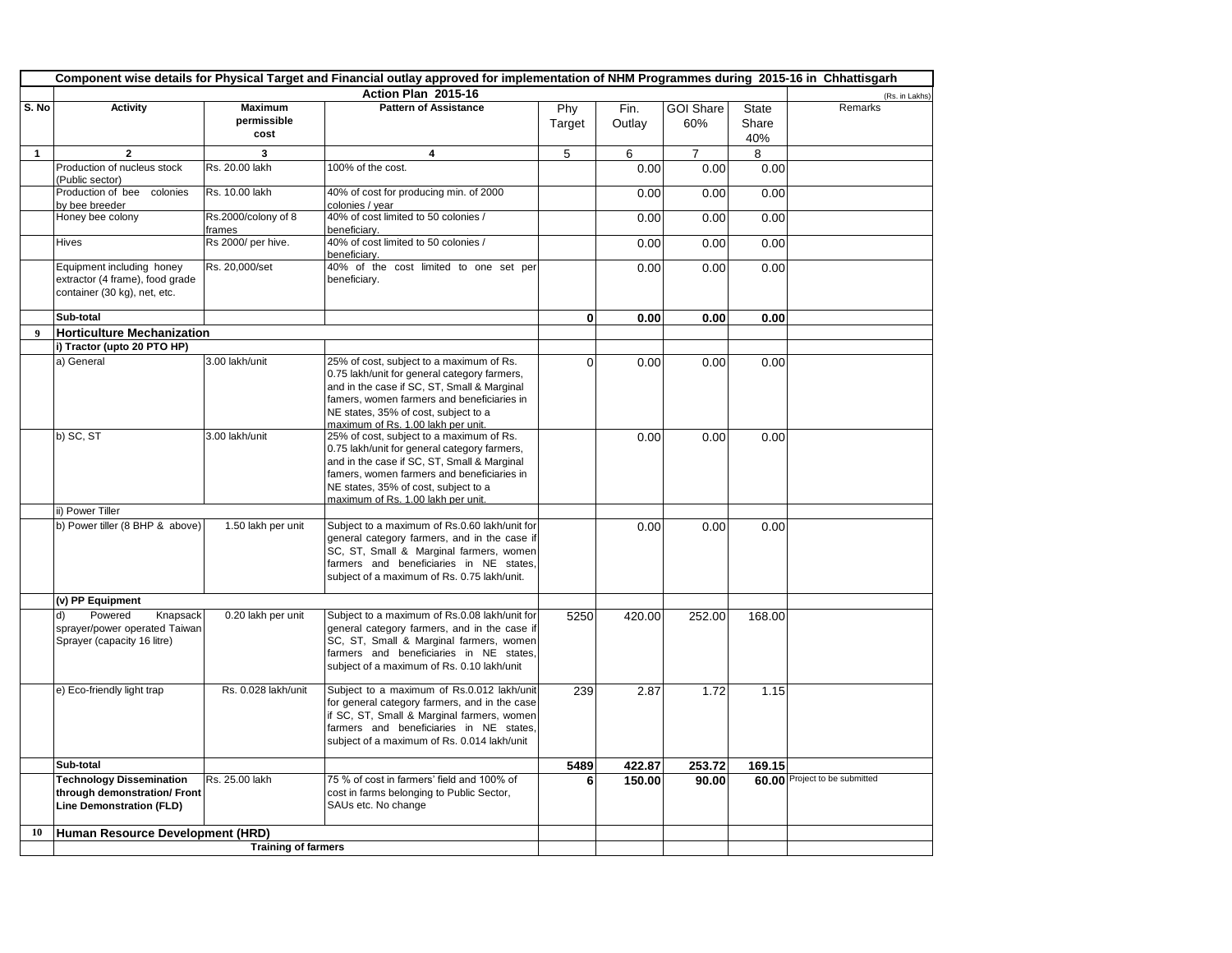| Component wise details for Physical Target and Financial outlay approved for implementation of NHM Programmes during 2015-16 in Chhattisgarh | | | | | | | | |
|---|---|---|---|---|---|---|---|---|
| | Action Plan 2015-16 | | | | | | | (Rs. in Lakhs) |
| S. No | Activity | Maximum permissible cost | Pattern of Assistance | Phy Target | Fin. Outlay | GOI Share 60% | State Share 40% | Remarks |
| 1 | 2 | 3 | 4 | 5 | 6 | 7 | 8 | |
| | Production of nucleus stock (Public sector) | Rs. 20.00 lakh | 100% of the cost. | | 0.00 | 0.00 | 0.00 | |
| | Production of bee colonies by bee breeder | Rs. 10.00 lakh | 40% of cost for producing min. of 2000 colonies / year | | 0.00 | 0.00 | 0.00 | |
| | Honey bee colony | Rs.2000/colony of 8 frames | 40% of cost limited to 50 colonies / beneficiary. | | 0.00 | 0.00 | 0.00 | |
| | Hives | Rs 2000/ per hive. | 40% of cost limited to 50 colonies / beneficiary. | | 0.00 | 0.00 | 0.00 | |
| | Equipment including honey extractor (4 frame), food grade container (30 kg), net, etc. | Rs. 20,000/set | 40% of the cost limited to one set per beneficiary. | | 0.00 | 0.00 | 0.00 | |
| | **Sub-total** | | | **0** | **0.00** | **0.00** | **0.00** | |
| 9 | **Horticulture Mechanization** | | | | | | | |
| | **i) Tractor (upto 20 PTO HP)** | | | | | | | |
| | a) General | 3.00 lakh/unit | 25% of cost, subject to a maximum of Rs. 0.75 lakh/unit for general category farmers, and in the case if SC, ST, Small & Marginal famers, women farmers and beneficiaries in NE states, 35% of cost, subject to a maximum of Rs. 1.00 lakh per unit. | 0 | 0.00 | 0.00 | 0.00 | |
| | b) SC, ST | 3.00 lakh/unit | 25% of cost, subject to a maximum of Rs. 0.75 lakh/unit for general category farmers, and in the case if SC, ST, Small & Marginal famers, women farmers and beneficiaries in NE states, 35% of cost, subject to a maximum of Rs. 1.00 lakh per unit. | | 0.00 | 0.00 | 0.00 | |
| | ii) Power Tiller | | | | | | | |
| | b) Power tiller (8 BHP & above) | 1.50 lakh per unit | Subject to a maximum of Rs.0.60 lakh/unit for general category farmers, and in the case if SC, ST, Small & Marginal farmers, women farmers and beneficiaries in NE states, subject of a maximum of Rs. 0.75 lakh/unit. | | 0.00 | 0.00 | 0.00 | |
| | **(v) PP Equipment** | | | | | | | |
| | d) Powered Knapsack sprayer/power operated Taiwan Sprayer (capacity 16 litre) | 0.20 lakh per unit | Subject to a maximum of Rs.0.08 lakh/unit for general category farmers, and in the case if SC, ST, Small & Marginal farmers, women farmers and beneficiaries in NE states, subject of a maximum of Rs. 0.10 lakh/unit | 5250 | 420.00 | 252.00 | 168.00 | |
| | e) Eco-friendly light trap | Rs. 0.028 lakh/unit | Subject to a maximum of Rs.0.012 lakh/unit for general category farmers, and in the case if SC, ST, Small & Marginal farmers, women farmers and beneficiaries in NE states, subject of a maximum of Rs. 0.014 lakh/unit | 239 | 2.87 | 1.72 | 1.15 | |
| | **Sub-total** | | | **5489** | **422.87** | **253.72** | **169.15** | |
| | **Technology Dissemination through demonstration/ Front Line Demonstration (FLD)** | Rs. 25.00 lakh | 75 % of cost in farmers' field and 100% of cost in farms belonging to Public Sector, SAUs etc. No change | **6** | **150.00** | **90.00** | **60.00** | Project to be submitted |
| 10 | **Human Resource Development (HRD)** | | | | | | | |
| | **Training of farmers** | | | | | | | |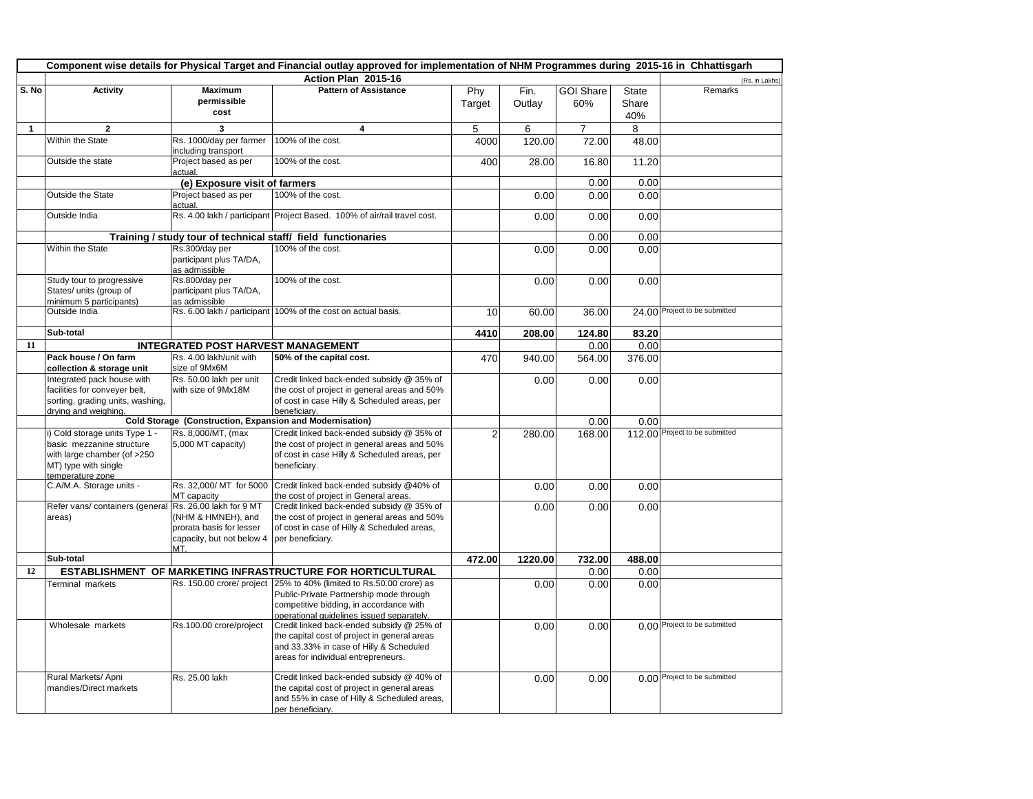| Component wise details for Physical Target and Financial outlay approved for implementation of NHM Programmes during 2015-16 in Chhattisgarh | | | | | | | | |
|---|---|---|---|---|---|---|---|---|
| | Action Plan 2015-16 | | | | | | | (Rs. in Lakhs) |
| S. No | Activity | Maximum permissible cost | Pattern of Assistance | Phy Target | Fin. Outlay | GOI Share 60% | State Share 40% | Remarks |
| 1 | 2 | 3 | 4 | 5 | 6 | 7 | 8 | |
| | Within the State | Rs. 1000/day per farmer including transport | 100% of the cost. | 4000 | 120.00 | 72.00 | 48.00 | |
| | Outside the state | Project based as per actual. | 100% of the cost. | 400 | 28.00 | 16.80 | 11.20 | |
| | | (e) Exposure visit of farmers | | | | 0.00 | 0.00 | |
| | Outside the State | Project based as per actual. | 100% of the cost. | | 0.00 | 0.00 | 0.00 | |
| | Outside India | Rs. 4.00 lakh / participant | Project Based. 100% of air/rail travel cost. | | 0.00 | 0.00 | 0.00 | |
| | Training / study tour of technical staff/ field functionaries | | | | | 0.00 | 0.00 | |
| | Within the State | Rs.300/day per participant plus TA/DA, as admissible | 100% of the cost. | | 0.00 | 0.00 | 0.00 | |
| | Study tour to progressive States/ units (group of minimum 5 participants) | Rs.800/day per participant plus TA/DA, as admissible | 100% of the cost. | | 0.00 | 0.00 | 0.00 | |
| | Outside India | Rs. 6.00 lakh / participant | 100% of the cost on actual basis. | 10 | 60.00 | 36.00 | 24.00 | Project to be submitted |
| | **Sub-total** | | | **4410** | **208.00** | **124.80** | **83.20** | |
| **11** | **INTEGRATED POST HARVEST MANAGEMENT** | | | | | 0.00 | 0.00 | |
| | **Pack house / On farm collection & storage unit** | Rs. 4.00 lakh/unit with size of 9Mx6M | **50% of the capital cost.** | 470 | 940.00 | 564.00 | 376.00 | |
| | Integrated pack house with facilities for conveyer belt, sorting, grading units, washing, drying and weighing. | Rs. 50.00 lakh per unit with size of 9Mx18M | Credit linked back-ended subsidy @ 35% of the cost of project in general areas and 50% of cost in case Hilly & Scheduled areas, per beneficiary. | | 0.00 | 0.00 | 0.00 | |
| | **Cold Storage (Construction, Expansion and Modernisation)** | | | | | 0.00 | 0.00 | |
| | i) Cold storage units Type 1 - basic mezzanine structure with large chamber (of >250 MT) type with single temperature zone | Rs. 8,000/MT, (max 5,000 MT capacity) | Credit linked back-ended subsidy @ 35% of the cost of project in general areas and 50% of cost in case Hilly & Scheduled areas, per beneficiary. | 2 | 280.00 | 168.00 | 112.00 | Project to be submitted |
| | C.A/M.A. Storage units - | Rs. 32,000/ MT for 5000 MT capacity | Credit linked back-ended subsidy @40% of the cost of project in General areas. | | 0.00 | 0.00 | 0.00 | |
| | Refer vans/ containers (general areas) | Rs. 26.00 lakh for 9 MT (NHM & HMNEH), and prorata basis for lesser capacity, but not below 4 MT. | Credit linked back-ended subsidy @ 35% of the cost of project in general areas and 50% of cost in case of Hilly & Scheduled areas, per beneficiary. | | 0.00 | 0.00 | 0.00 | |
| | **Sub-total** | | | **472.00** | **1220.00** | **732.00** | **488.00** | |
| **12** | **ESTABLISHMENT OF MARKETING INFRASTRUCTURE FOR HORTICULTURAL** | | | | | 0.00 | 0.00 | |
| | Terminal markets | Rs. 150.00 crore/ project | 25% to 40% (limited to Rs.50.00 crore) as Public-Private Partnership mode through competitive bidding, in accordance with operational guidelines issued separately. | | 0.00 | 0.00 | 0.00 | |
| | Wholesale markets | Rs.100.00 crore/project | Credit linked back-ended subsidy @ 25% of the capital cost of project in general areas and 33.33% in case of Hilly & Scheduled areas for individual entrepreneurs. | | 0.00 | 0.00 | 0.00 | Project to be submitted |
| | Rural Markets/ Apni mandies/Direct markets | Rs. 25.00 lakh | Credit linked back-ended subsidy @ 40% of the capital cost of project in general areas and 55% in case of Hilly & Scheduled areas, per beneficiary. | | 0.00 | 0.00 | 0.00 | Project to be submitted |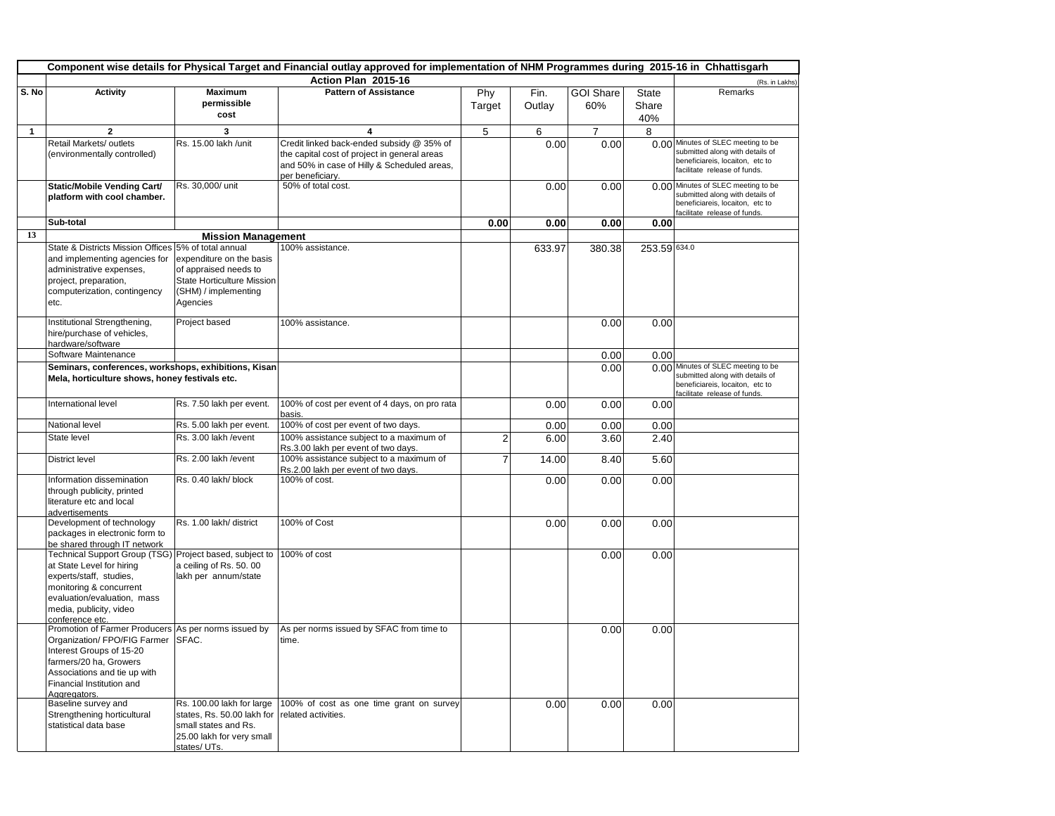| Component wise details for Physical Target and Financial outlay approved for implementation of NHM Programmes during 2015-16 in Chhattisgarh | | | | | | | | |
|---|---|---|---|---|---|---|---|---|
| | Action Plan 2015-16 | | | | | | | (Rs. in Lakhs) |
| S. No | Activity | Maximum permissible cost | Pattern of Assistance | Phy Target | Fin. Outlay | GOI Share 60% | State Share 40% | Remarks |
| 1 | 2 | 3 | 4 | 5 | 6 | 7 | 8 | |
| | Retail Markets/ outlets (environmentally controlled) | Rs. 15.00 lakh /unit | Credit linked back-ended subsidy @ 35% of the capital cost of project in general areas and 50% in case of Hilly & Scheduled areas, per beneficiary. | | 0.00 | 0.00 | 0.00 | Minutes of SLEC meeting to be submitted along with details of beneficiareis, locaiton, etc to facilitate release of funds. |
| | **Static/Mobile Vending Cart/ platform with cool chamber.** | Rs. 30,000/ unit | 50% of total cost. | | 0.00 | 0.00 | 0.00 | Minutes of SLEC meeting to be submitted along with details of beneficiareis, locaiton, etc to facilitate release of funds. |
| | **Sub-total** | | | **0.00** | **0.00** | **0.00** | **0.00** | |
| 13 | **Mission Management** | | | | | | | |
| | State & Districts Mission Offices and implementing agencies for administrative expenses, project, preparation, computerization, contingency etc. | 5% of total annual expenditure on the basis of appraised needs to State Horticulture Mission (SHM) / implementing Agencies | 100% assistance. | | 633.97 | 380.38 | 253.59 | 634.0 |
| | Institutional Strengthening, hire/purchase of vehicles, hardware/software | Project based | 100% assistance. | | | 0.00 | 0.00 | |
| | Software Maintenance | | | | | 0.00 | 0.00 | |
| | **Seminars, conferences, workshops, exhibitions, Kisan Mela, horticulture shows, honey festivals etc.** | | | | | 0.00 | 0.00 | Minutes of SLEC meeting to be submitted along with details of beneficiareis, locaiton, etc to facilitate release of funds. |
| | International level | Rs. 7.50 lakh per event. | 100% of cost per event of 4 days, on pro rata basis. | | 0.00 | 0.00 | 0.00 | |
| | National level | Rs. 5.00 lakh per event. | 100% of cost per event of two days. | | 0.00 | 0.00 | 0.00 | |
| | State level | Rs. 3.00 lakh /event | 100% assistance subject to a maximum of Rs.3.00 lakh per event of two days. | 2 | 6.00 | 3.60 | 2.40 | |
| | District level | Rs. 2.00 lakh /event | 100% assistance subject to a maximum of Rs.2.00 lakh per event of two days. | 7 | 14.00 | 8.40 | 5.60 | |
| | Information dissemination through publicity, printed literature etc and local advertisements | Rs. 0.40 lakh/ block | 100% of cost. | | 0.00 | 0.00 | 0.00 | |
| | Development of technology packages in electronic form to be shared through IT network | Rs. 1.00 lakh/ district | 100% of Cost | | 0.00 | 0.00 | 0.00 | |
| | Technical Support Group (TSG) at State Level for hiring experts/staff, studies, monitoring & concurrent evaluation/evaluation, mass media, publicity, video conference etc. | Project based, subject to a ceiling of Rs. 50. 00 lakh per annum/state | 100% of cost | | | 0.00 | 0.00 | |
| | Promotion of Farmer Producers Organization/ FPO/FIG Farmer Interest Groups of 15-20 farmers/20 ha, Growers Associations and tie up with Financial Institution and Aggregators. | As per norms issued by SFAC. | As per norms issued by SFAC from time to time. | | | 0.00 | 0.00 | |
| | Baseline survey and Strengthening horticultural statistical data base | Rs. 100.00 lakh for large states, Rs. 50.00 lakh for small states and Rs. 25.00 lakh for very small states/ UTs. | 100% of cost as one time grant on survey related activities. | | 0.00 | 0.00 | 0.00 | |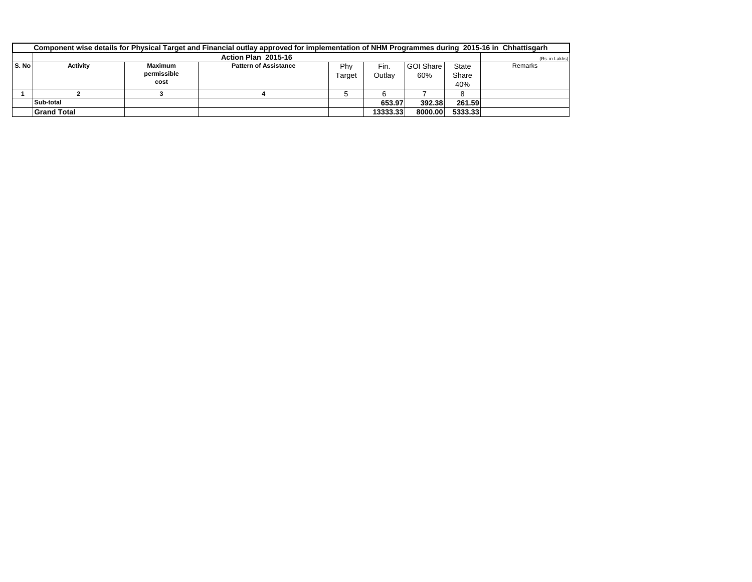| Component wise details for Physical Target and Financial outlay approved for implementation of NHM Programmes during 2015-16 in Chhattisgarh | | | | | | | | |
|---|---|---|---|---|---|---|---|---|
| | Action Plan 2015-16 | | | | | | | (Rs. in Lakhs) |
| S. No | Activity | Maximum permissible cost | Pattern of Assistance | Phy Target | Fin. Outlay | GOI Share 60% | State Share 40% | Remarks |
| 1 | 2 | 3 | 4 | 5 | 6 | 7 | 8 | |
| | Sub-total | | | | 653.97 | 392.38 | 261.59 | |
| | Grand Total | | | | 13333.33 | 8000.00 | 5333.33 | |